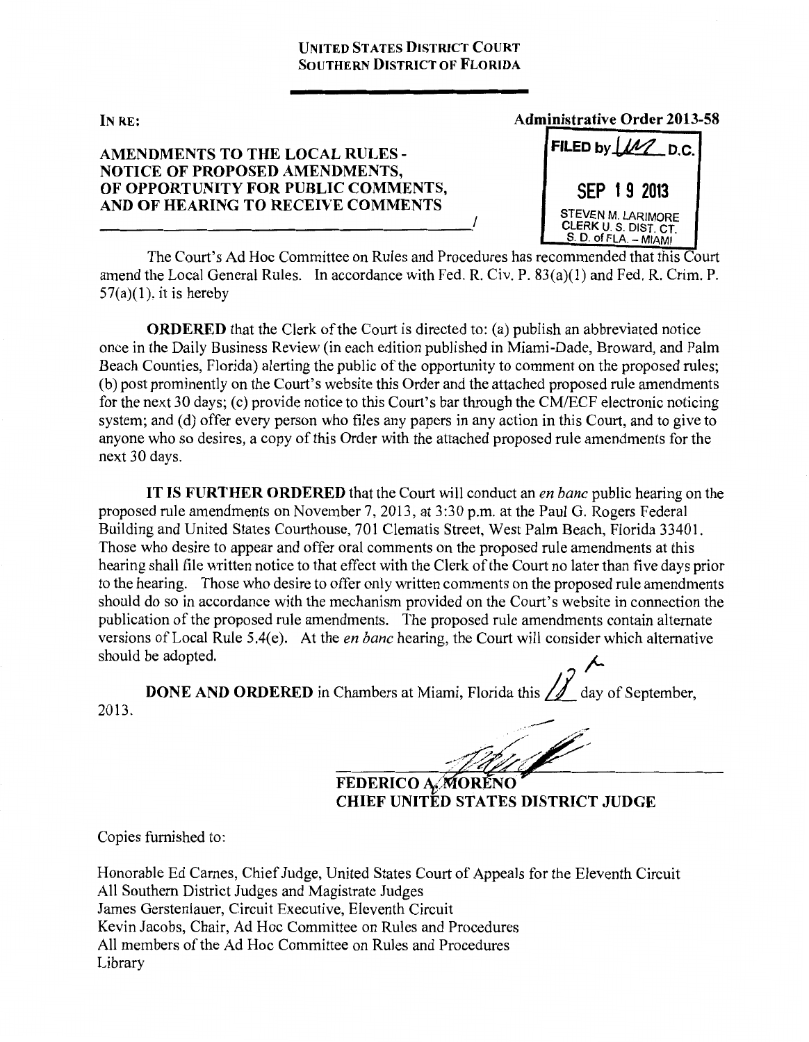**UNITED STATES DISTRICT COURT**
**SOUTHERN DISTRICT OF FLORIDA**

IN RE:

**Administrative Order 2013-58**

**AMENDMENTS TO THE LOCAL RULES - NOTICE OF PROPOSED AMENDMENTS, OF OPPORTUNITY FOR PUBLIC COMMENTS, AND OF HEARING TO RECEIVE COMMENTS**
_______________________________________________/

FILED by [illegible] D.C.
SEP 19 2013
STEVEN M. LARIMORE
CLERK U. S. DIST. CT.
S. D. of FLA. – MIAMI

The Court's Ad Hoc Committee on Rules and Procedures has recommended that this Court amend the Local General Rules. In accordance with Fed. R. Civ. P. 83(a)(1) and Fed. R. Crim. P. 57(a)(1), it is hereby

**ORDERED** that the Clerk of the Court is directed to: (a) publish an abbreviated notice once in the Daily Business Review (in each edition published in Miami-Dade, Broward, and Palm Beach Counties, Florida) alerting the public of the opportunity to comment on the proposed rules; (b) post prominently on the Court's website this Order and the attached proposed rule amendments for the next 30 days; (c) provide notice to this Court's bar through the CM/ECF electronic noticing system; and (d) offer every person who files any papers in any action in this Court, and to give to anyone who so desires, a copy of this Order with the attached proposed rule amendments for the next 30 days.

**IT IS FURTHER ORDERED** that the Court will conduct an *en banc* public hearing on the proposed rule amendments on November 7, 2013, at 3:30 p.m. at the Paul G. Rogers Federal Building and United States Courthouse, 701 Clematis Street, West Palm Beach, Florida 33401. Those who desire to appear and offer oral comments on the proposed rule amendments at this hearing shall file written notice to that effect with the Clerk of the Court no later than five days prior to the hearing. Those who desire to offer only written comments on the proposed rule amendments should do so in accordance with the mechanism provided on the Court's website in connection the publication of the proposed rule amendments. The proposed rule amendments contain alternate versions of Local Rule 5.4(e). At the *en banc* hearing, the Court will consider which alternative should be adopted.

**DONE AND ORDERED** in Chambers at Miami, Florida this 18th day of September, 2013.

**FEDERICO A. MORENO**
**CHIEF UNITED STATES DISTRICT JUDGE**

Copies furnished to:

Honorable Ed Carnes, Chief Judge, United States Court of Appeals for the Eleventh Circuit
All Southern District Judges and Magistrate Judges
James Gerstenlauer, Circuit Executive, Eleventh Circuit
Kevin Jacobs, Chair, Ad Hoc Committee on Rules and Procedures
All members of the Ad Hoc Committee on Rules and Procedures
Library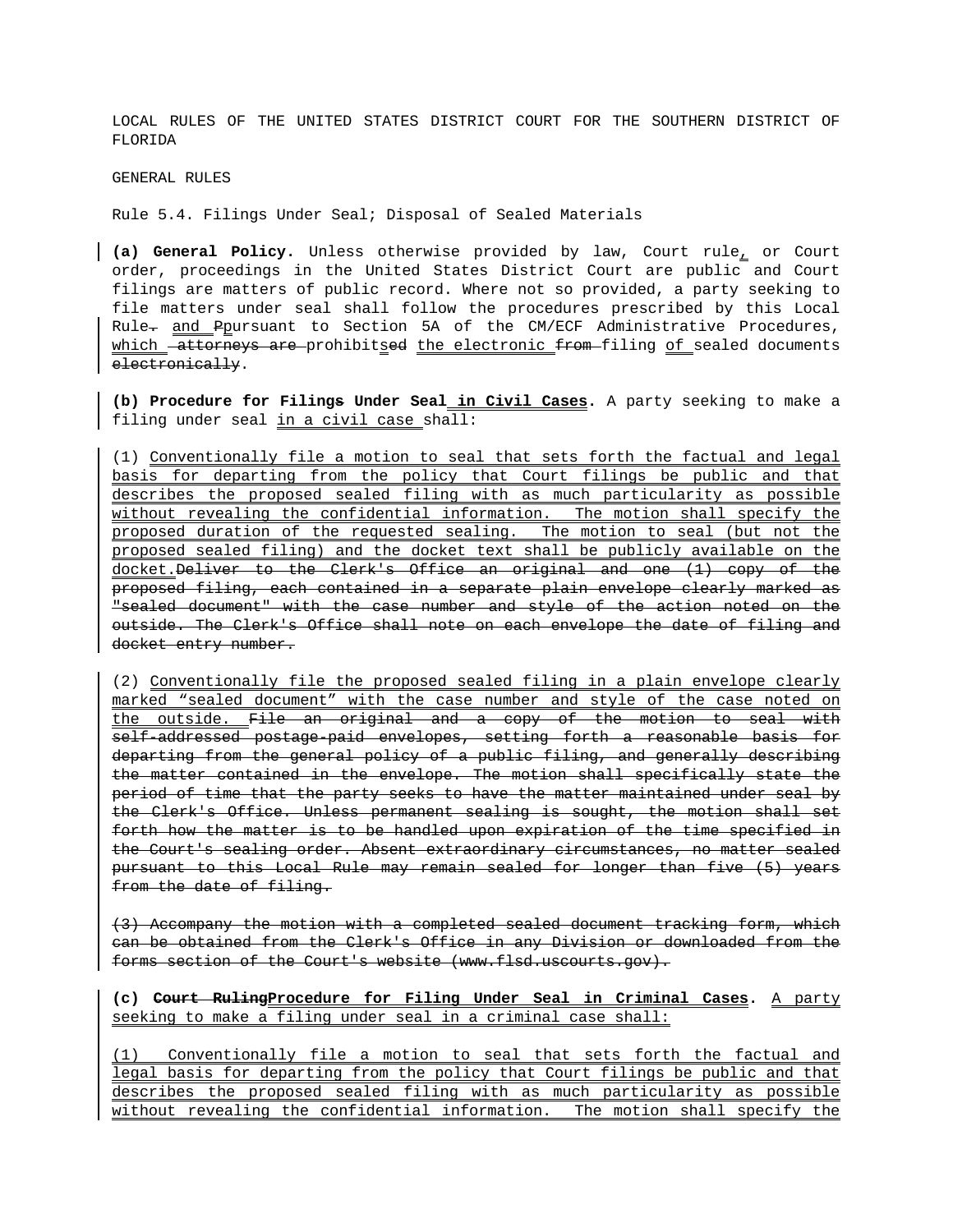LOCAL RULES OF THE UNITED STATES DISTRICT COURT FOR THE SOUTHERN DISTRICT OF FLORIDA

GENERAL RULES

Rule 5.4. Filings Under Seal; Disposal of Sealed Materials

**(a) General Policy.** Unless otherwise provided by law, Court rule, or Court order, proceedings in the United States District Court are public and Court filings are matters of public record. Where not so provided, a party seeking to file matters under seal shall follow the procedures prescribed by this Local Rule. ~~.~~ and ~~P~~pursuant to Section 5A of the CM/ECF Administrative Procedures, which ~~attorneys are~~ prohibits~~ed~~ the electronic ~~from~~ filing of sealed documents ~~electronically~~.

**(b) Procedure for Filing~~s~~ Under Seal in Civil Cases.** A party seeking to make a filing under seal in a civil case shall:

(1) Conventionally file a motion to seal that sets forth the factual and legal basis for departing from the policy that Court filings be public and that describes the proposed sealed filing with as much particularity as possible without revealing the confidential information. The motion shall specify the proposed duration of the requested sealing. The motion to seal (but not the proposed sealed filing) and the docket text shall be publicly available on the docket.~~Deliver to the Clerk's Office an original and one (1) copy of the proposed filing, each contained in a separate plain envelope clearly marked as "sealed document" with the case number and style of the action noted on the outside. The Clerk's Office shall note on each envelope the date of filing and docket entry number.~~

(2) Conventionally file the proposed sealed filing in a plain envelope clearly marked "sealed document" with the case number and style of the case noted on the outside. ~~File an original and a copy of the motion to seal with self-addressed postage-paid envelopes, setting forth a reasonable basis for departing from the general policy of a public filing, and generally describing the matter contained in the envelope. The motion shall specifically state the period of time that the party seeks to have the matter maintained under seal by the Clerk's Office. Unless permanent sealing is sought, the motion shall set forth how the matter is to be handled upon expiration of the time specified in the Court's sealing order. Absent extraordinary circumstances, no matter sealed pursuant to this Local Rule may remain sealed for longer than five (5) years from the date of filing.~~

~~(3) Accompany the motion with a completed sealed document tracking form, which can be obtained from the Clerk's Office in any Division or downloaded from the forms section of the Court's website (www.flsd.uscourts.gov).~~

**(c) ~~Court Ruling~~Procedure for Filing Under Seal in Criminal Cases.** A party seeking to make a filing under seal in a criminal case shall:

(1) Conventionally file a motion to seal that sets forth the factual and legal basis for departing from the policy that Court filings be public and that describes the proposed sealed filing with as much particularity as possible without revealing the confidential information. The motion shall specify the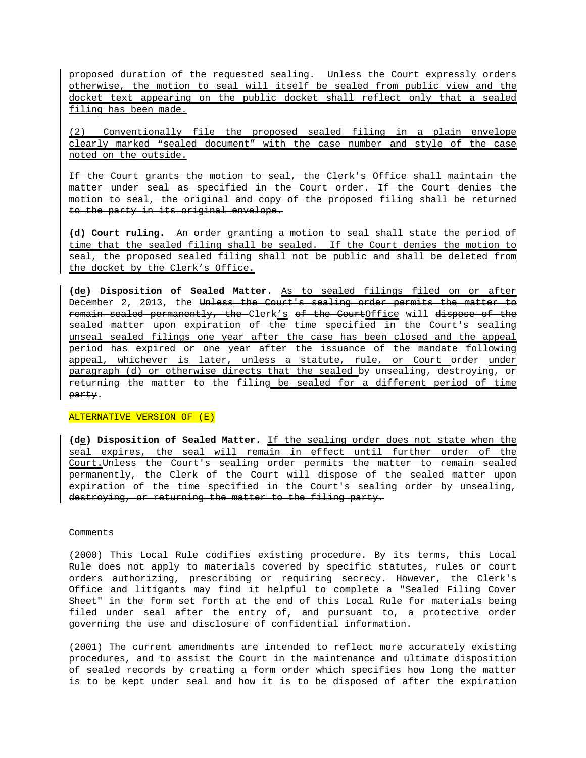proposed duration of the requested sealing. Unless the Court expressly orders otherwise, the motion to seal will itself be sealed from public view and the docket text appearing on the public docket shall reflect only that a sealed filing has been made.

(2) Conventionally file the proposed sealed filing in a plain envelope clearly marked "sealed document" with the case number and style of the case noted on the outside.

~~If the Court grants the motion to seal, the Clerk's Office shall maintain the matter under seal as specified in the Court order. If the Court denies the motion to seal, the original and copy of the proposed filing shall be returned to the party in its original envelope.~~

**(d) Court ruling.** An order granting a motion to seal shall state the period of time that the sealed filing shall be sealed. If the Court denies the motion to seal, the proposed sealed filing shall not be public and shall be deleted from the docket by the Clerk's Office.

**(~~d~~e) Disposition of Sealed Matter.** As to sealed filings filed on or after December 2, 2013, the ~~Unless the Court's sealing order permits the matter to remain sealed permanently, the~~ Clerk's ~~of the Court~~Office will ~~dispose of the sealed matter upon expiration of the time specified in the Court's sealing~~ unseal sealed filings one year after the case has been closed and the appeal period has expired or one year after the issuance of the mandate following appeal, whichever is later, unless a statute, rule, or Court order under paragraph (d) or otherwise directs that the sealed ~~by unsealing, destroying, or returning the matter to the~~ filing be sealed for a different period of time ~~party~~.

ALTERNATIVE VERSION OF (E)

**(~~d~~e) Disposition of Sealed Matter.** If the sealing order does not state when the seal expires, the seal will remain in effect until further order of the Court.~~Unless the Court's sealing order permits the matter to remain sealed permanently, the Clerk of the Court will dispose of the sealed matter upon expiration of the time specified in the Court's sealing order by unsealing, destroying, or returning the matter to the filing party.~~

Comments

(2000) This Local Rule codifies existing procedure. By its terms, this Local Rule does not apply to materials covered by specific statutes, rules or court orders authorizing, prescribing or requiring secrecy. However, the Clerk's Office and litigants may find it helpful to complete a "Sealed Filing Cover Sheet" in the form set forth at the end of this Local Rule for materials being filed under seal after the entry of, and pursuant to, a protective order governing the use and disclosure of confidential information.

(2001) The current amendments are intended to reflect more accurately existing procedures, and to assist the Court in the maintenance and ultimate disposition of sealed records by creating a form order which specifies how long the matter is to be kept under seal and how it is to be disposed of after the expiration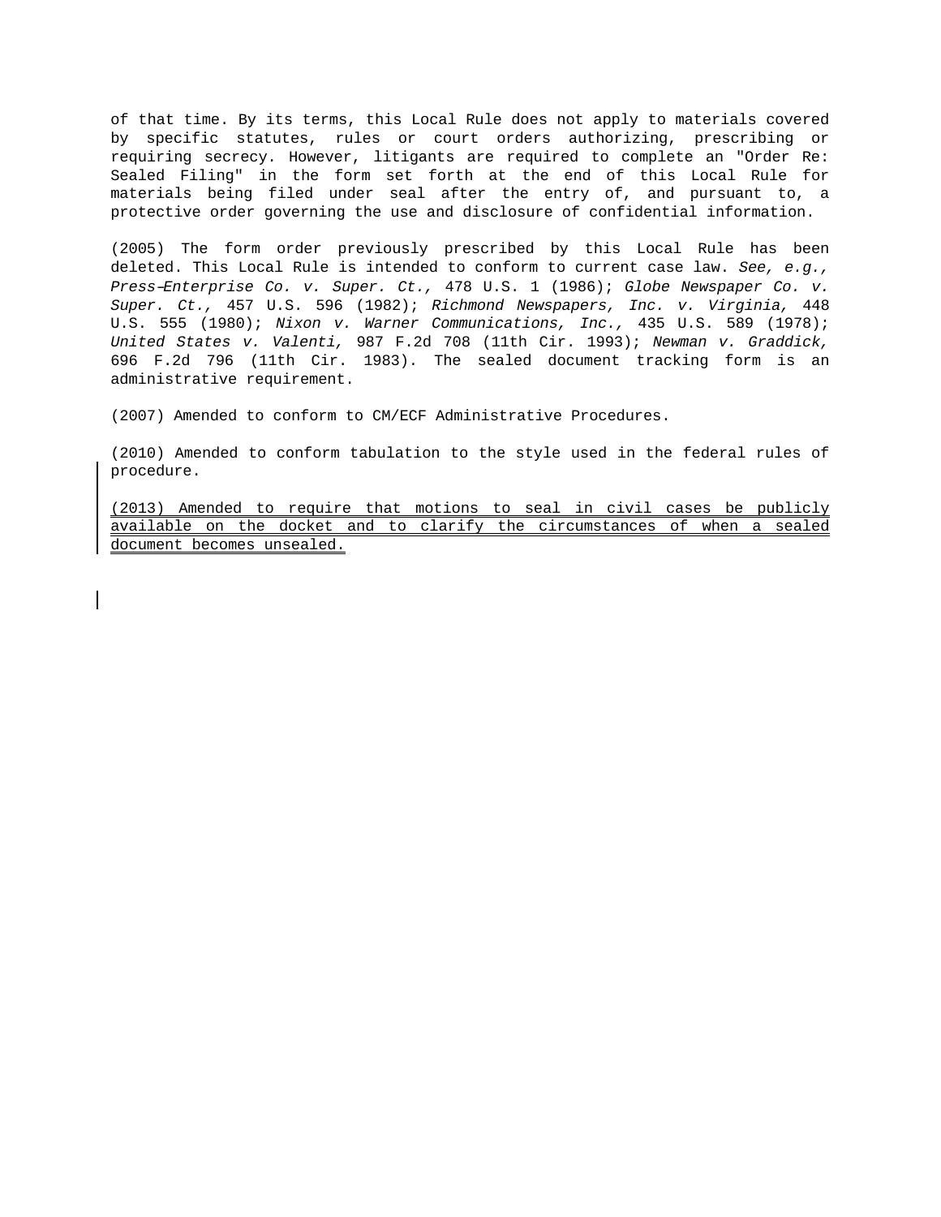of that time. By its terms, this Local Rule does not apply to materials covered by specific statutes, rules or court orders authorizing, prescribing or requiring secrecy. However, litigants are required to complete an "Order Re: Sealed Filing" in the form set forth at the end of this Local Rule for materials being filed under seal after the entry of, and pursuant to, a protective order governing the use and disclosure of confidential information.

(2005) The form order previously prescribed by this Local Rule has been deleted. This Local Rule is intended to conform to current case law. *See, e.g., Press-Enterprise Co. v. Super. Ct.,* 478 U.S. 1 (1986); *Globe Newspaper Co. v. Super. Ct.,* 457 U.S. 596 (1982); *Richmond Newspapers, Inc. v. Virginia,* 448 U.S. 555 (1980); *Nixon v. Warner Communications, Inc.,* 435 U.S. 589 (1978); *United States v. Valenti,* 987 F.2d 708 (11th Cir. 1993); *Newman v. Graddick,* 696 F.2d 796 (11th Cir. 1983). The sealed document tracking form is an administrative requirement.

(2007) Amended to conform to CM/ECF Administrative Procedures.

(2010) Amended to conform tabulation to the style used in the federal rules of procedure.

(2013) Amended to require that motions to seal in civil cases be publicly available on the docket and to clarify the circumstances of when a sealed document becomes unsealed.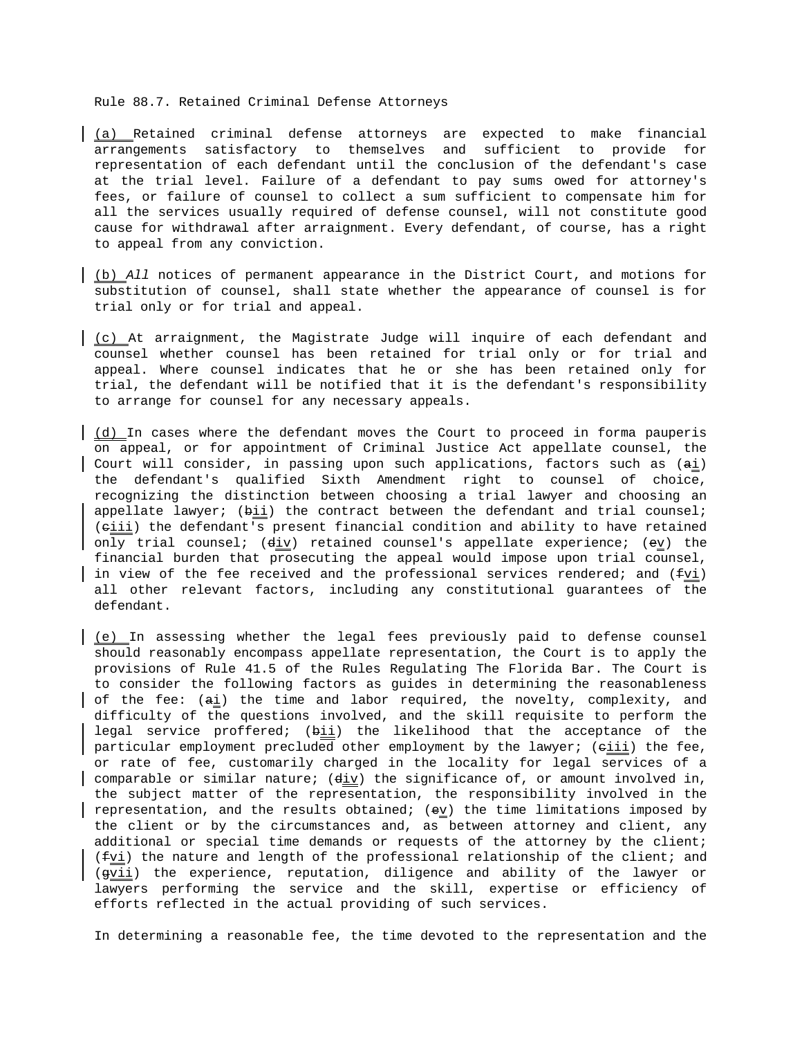Rule 88.7. Retained Criminal Defense Attorneys

(a) Retained criminal defense attorneys are expected to make financial arrangements satisfactory to themselves and sufficient to provide for representation of each defendant until the conclusion of the defendant's case at the trial level. Failure of a defendant to pay sums owed for attorney's fees, or failure of counsel to collect a sum sufficient to compensate him for all the services usually required of defense counsel, will not constitute good cause for withdrawal after arraignment. Every defendant, of course, has a right to appeal from any conviction.

(b) *All* notices of permanent appearance in the District Court, and motions for substitution of counsel, shall state whether the appearance of counsel is for trial only or for trial and appeal.

(c) At arraignment, the Magistrate Judge will inquire of each defendant and counsel whether counsel has been retained for trial only or for trial and appeal. Where counsel indicates that he or she has been retained only for trial, the defendant will be notified that it is the defendant's responsibility to arrange for counsel for any necessary appeals.

(d) In cases where the defendant moves the Court to proceed in forma pauperis on appeal, or for appointment of Criminal Justice Act appellate counsel, the Court will consider, in passing upon such applications, factors such as (~~a~~i) the defendant's qualified Sixth Amendment right to counsel of choice, recognizing the distinction between choosing a trial lawyer and choosing an appellate lawyer; (~~b~~ii) the contract between the defendant and trial counsel; (~~c~~iii) the defendant's present financial condition and ability to have retained only trial counsel; (~~d~~iv) retained counsel's appellate experience; (~~e~~v) the financial burden that prosecuting the appeal would impose upon trial counsel, in view of the fee received and the professional services rendered; and (~~f~~vi) all other relevant factors, including any constitutional guarantees of the defendant.

(e) In assessing whether the legal fees previously paid to defense counsel should reasonably encompass appellate representation, the Court is to apply the provisions of Rule 41.5 of the Rules Regulating The Florida Bar. The Court is to consider the following factors as guides in determining the reasonableness of the fee: (~~a~~i) the time and labor required, the novelty, complexity, and difficulty of the questions involved, and the skill requisite to perform the legal service proffered; (~~b~~ii) the likelihood that the acceptance of the particular employment precluded other employment by the lawyer; (~~c~~iii) the fee, or rate of fee, customarily charged in the locality for legal services of a comparable or similar nature; (~~d~~iv) the significance of, or amount involved in, the subject matter of the representation, the responsibility involved in the representation, and the results obtained; (~~e~~v) the time limitations imposed by the client or by the circumstances and, as between attorney and client, any additional or special time demands or requests of the attorney by the client; (~~f~~vi) the nature and length of the professional relationship of the client; and (~~g~~vii) the experience, reputation, diligence and ability of the lawyer or lawyers performing the service and the skill, expertise or efficiency of efforts reflected in the actual providing of such services.

In determining a reasonable fee, the time devoted to the representation and the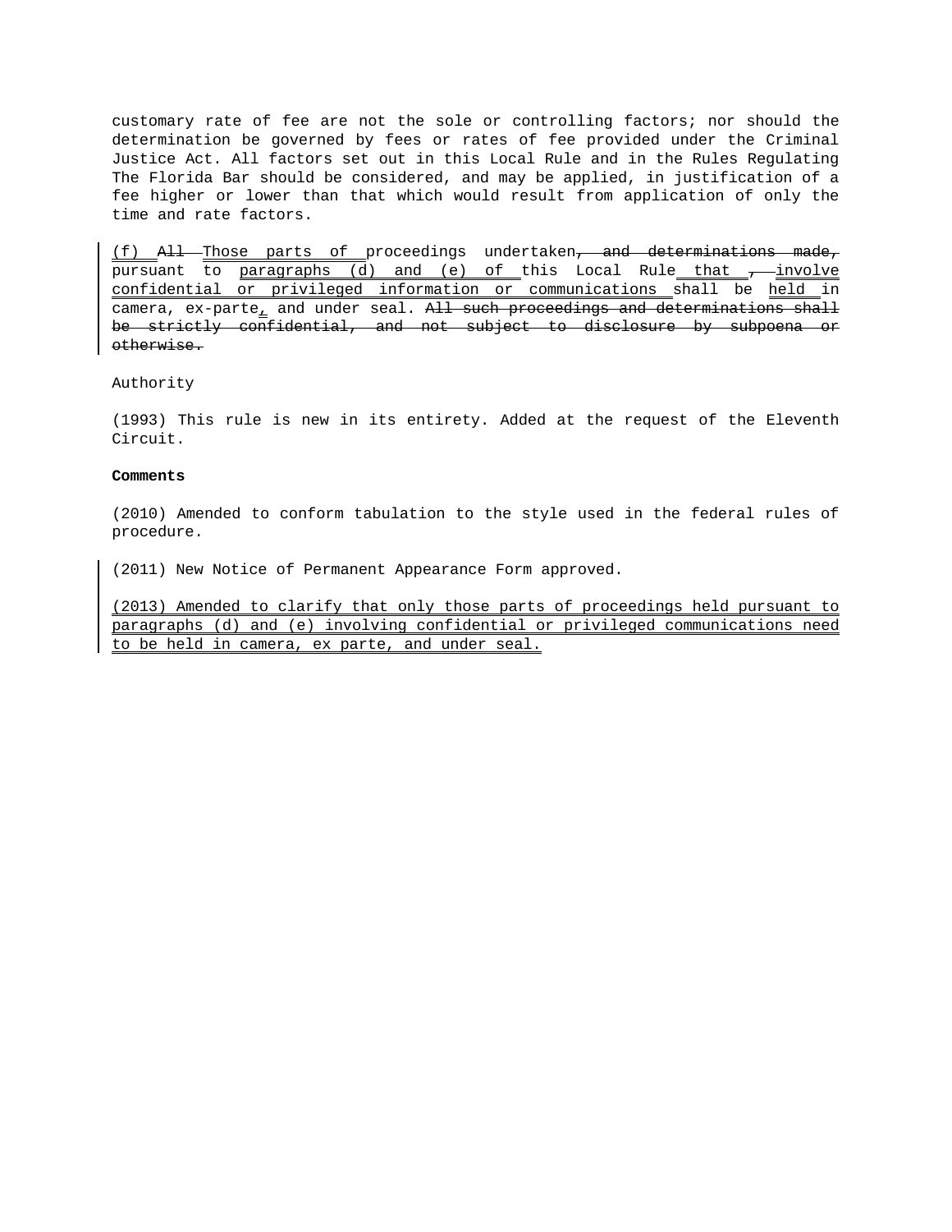customary rate of fee are not the sole or controlling factors; nor should the determination be governed by fees or rates of fee provided under the Criminal Justice Act. All factors set out in this Local Rule and in the Rules Regulating The Florida Bar should be considered, and may be applied, in justification of a fee higher or lower than that which would result from application of only the time and rate factors.

(f) ~~All~~ Those parts of proceedings undertaken~~, and determinations made,~~ pursuant to paragraphs (d) and (e) of this Local Rule that ~~,~~ involve confidential or privileged information or communications shall be held in camera, ex-parte, and under seal. ~~All such proceedings and determinations shall be strictly confidential, and not subject to disclosure by subpoena or otherwise.~~

Authority

(1993) This rule is new in its entirety. Added at the request of the Eleventh Circuit.

**Comments**

(2010) Amended to conform tabulation to the style used in the federal rules of procedure.

(2011) New Notice of Permanent Appearance Form approved.

(2013) Amended to clarify that only those parts of proceedings held pursuant to paragraphs (d) and (e) involving confidential or privileged communications need to be held in camera, ex parte, and under seal.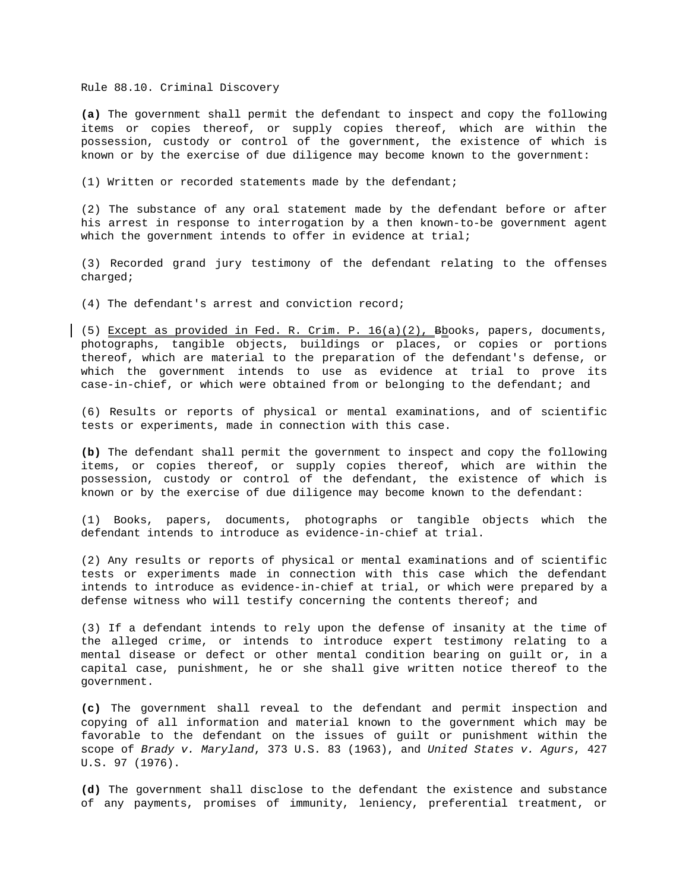Rule 88.10. Criminal Discovery

**(a)** The government shall permit the defendant to inspect and copy the following items or copies thereof, or supply copies thereof, which are within the possession, custody or control of the government, the existence of which is known or by the exercise of due diligence may become known to the government:

(1) Written or recorded statements made by the defendant;

(2) The substance of any oral statement made by the defendant before or after his arrest in response to interrogation by a then known-to-be government agent which the government intends to offer in evidence at trial;

(3) Recorded grand jury testimony of the defendant relating to the offenses charged;

(4) The defendant's arrest and conviction record;

(5) Except as provided in Fed. R. Crim. P. 16(a)(2), ~~B~~books, papers, documents, photographs, tangible objects, buildings or places, or copies or portions thereof, which are material to the preparation of the defendant's defense, or which the government intends to use as evidence at trial to prove its case-in-chief, or which were obtained from or belonging to the defendant; and

(6) Results or reports of physical or mental examinations, and of scientific tests or experiments, made in connection with this case.

**(b)** The defendant shall permit the government to inspect and copy the following items, or copies thereof, or supply copies thereof, which are within the possession, custody or control of the defendant, the existence of which is known or by the exercise of due diligence may become known to the defendant:

(1) Books, papers, documents, photographs or tangible objects which the defendant intends to introduce as evidence-in-chief at trial.

(2) Any results or reports of physical or mental examinations and of scientific tests or experiments made in connection with this case which the defendant intends to introduce as evidence-in-chief at trial, or which were prepared by a defense witness who will testify concerning the contents thereof; and

(3) If a defendant intends to rely upon the defense of insanity at the time of the alleged crime, or intends to introduce expert testimony relating to a mental disease or defect or other mental condition bearing on guilt or, in a capital case, punishment, he or she shall give written notice thereof to the government.

**(c)** The government shall reveal to the defendant and permit inspection and copying of all information and material known to the government which may be favorable to the defendant on the issues of guilt or punishment within the scope of *Brady v. Maryland*, 373 U.S. 83 (1963), and *United States v. Agurs*, 427 U.S. 97 (1976).

**(d)** The government shall disclose to the defendant the existence and substance of any payments, promises of immunity, leniency, preferential treatment, or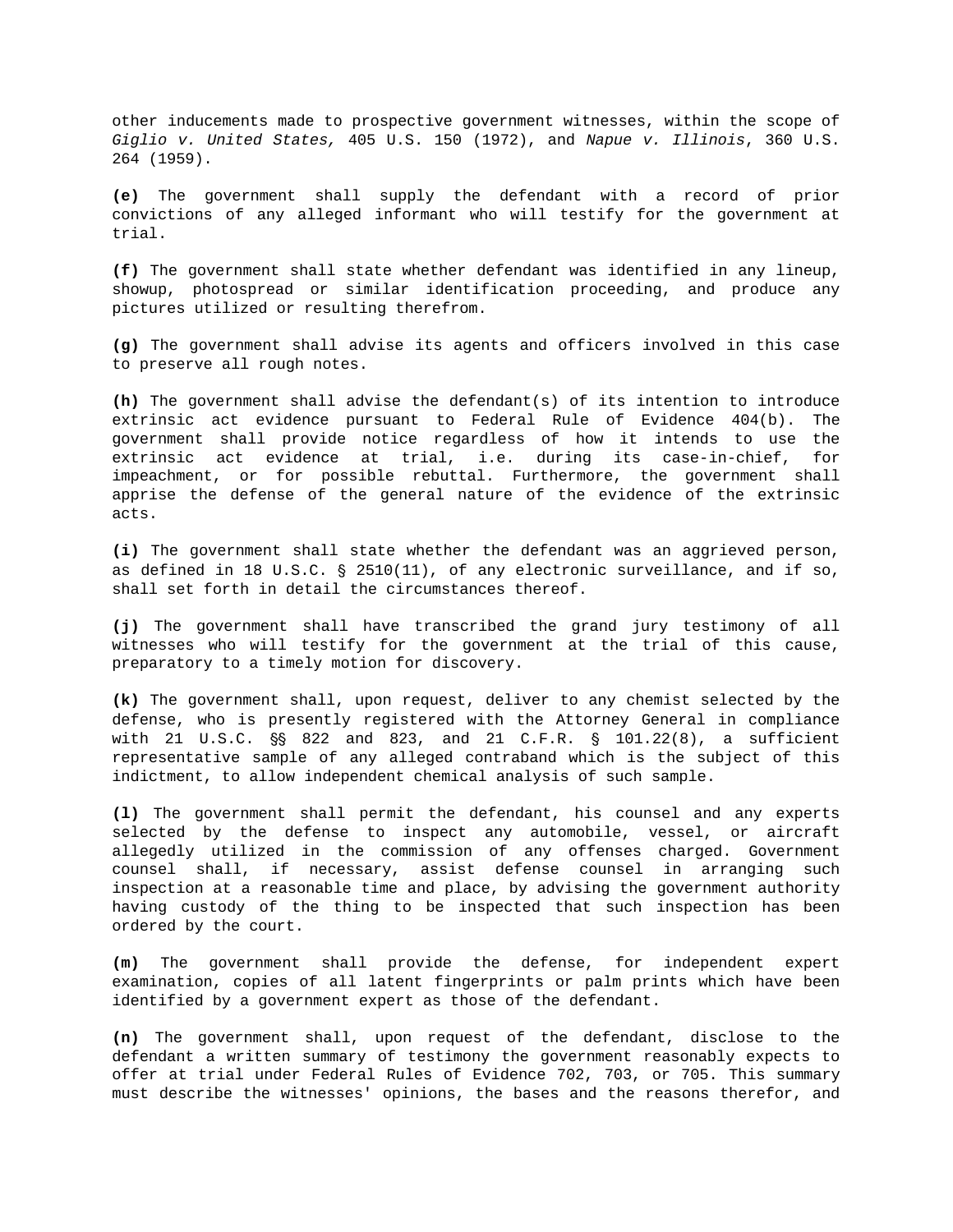other inducements made to prospective government witnesses, within the scope of *Giglio v. United States,* 405 U.S. 150 (1972), and *Napue v. Illinois*, 360 U.S. 264 (1959).

**(e)** The government shall supply the defendant with a record of prior convictions of any alleged informant who will testify for the government at trial.

**(f)** The government shall state whether defendant was identified in any lineup, showup, photospread or similar identification proceeding, and produce any pictures utilized or resulting therefrom.

**(g)** The government shall advise its agents and officers involved in this case to preserve all rough notes.

**(h)** The government shall advise the defendant(s) of its intention to introduce extrinsic act evidence pursuant to Federal Rule of Evidence 404(b). The government shall provide notice regardless of how it intends to use the extrinsic act evidence at trial, i.e. during its case-in-chief, for impeachment, or for possible rebuttal. Furthermore, the government shall apprise the defense of the general nature of the evidence of the extrinsic acts.

**(i)** The government shall state whether the defendant was an aggrieved person, as defined in 18 U.S.C. § 2510(11), of any electronic surveillance, and if so, shall set forth in detail the circumstances thereof.

**(j)** The government shall have transcribed the grand jury testimony of all witnesses who will testify for the government at the trial of this cause, preparatory to a timely motion for discovery.

**(k)** The government shall, upon request, deliver to any chemist selected by the defense, who is presently registered with the Attorney General in compliance with 21 U.S.C. §§ 822 and 823, and 21 C.F.R. § 101.22(8), a sufficient representative sample of any alleged contraband which is the subject of this indictment, to allow independent chemical analysis of such sample.

**(l)** The government shall permit the defendant, his counsel and any experts selected by the defense to inspect any automobile, vessel, or aircraft allegedly utilized in the commission of any offenses charged. Government counsel shall, if necessary, assist defense counsel in arranging such inspection at a reasonable time and place, by advising the government authority having custody of the thing to be inspected that such inspection has been ordered by the court.

**(m)** The government shall provide the defense, for independent expert examination, copies of all latent fingerprints or palm prints which have been identified by a government expert as those of the defendant.

**(n)** The government shall, upon request of the defendant, disclose to the defendant a written summary of testimony the government reasonably expects to offer at trial under Federal Rules of Evidence 702, 703, or 705. This summary must describe the witnesses' opinions, the bases and the reasons therefor, and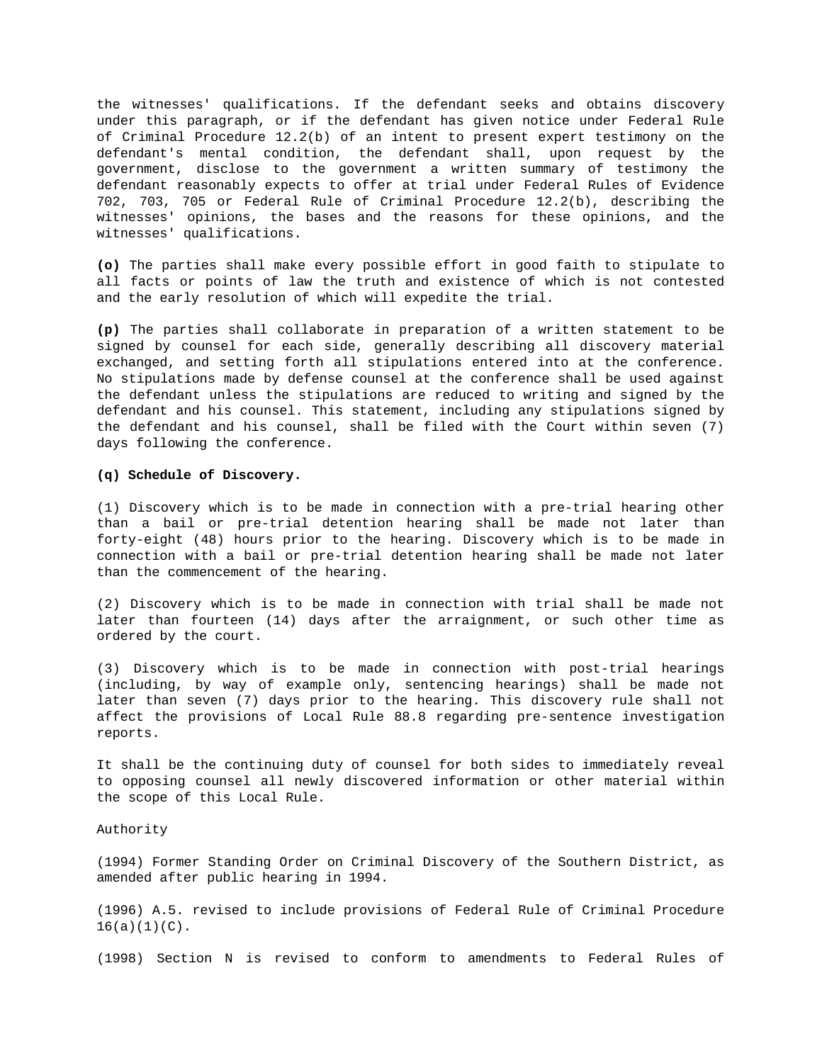the witnesses' qualifications. If the defendant seeks and obtains discovery under this paragraph, or if the defendant has given notice under Federal Rule of Criminal Procedure 12.2(b) of an intent to present expert testimony on the defendant's mental condition, the defendant shall, upon request by the government, disclose to the government a written summary of testimony the defendant reasonably expects to offer at trial under Federal Rules of Evidence 702, 703, 705 or Federal Rule of Criminal Procedure 12.2(b), describing the witnesses' opinions, the bases and the reasons for these opinions, and the witnesses' qualifications.

**(o)** The parties shall make every possible effort in good faith to stipulate to all facts or points of law the truth and existence of which is not contested and the early resolution of which will expedite the trial.

**(p)** The parties shall collaborate in preparation of a written statement to be signed by counsel for each side, generally describing all discovery material exchanged, and setting forth all stipulations entered into at the conference. No stipulations made by defense counsel at the conference shall be used against the defendant unless the stipulations are reduced to writing and signed by the defendant and his counsel. This statement, including any stipulations signed by the defendant and his counsel, shall be filed with the Court within seven (7) days following the conference.

**(q) Schedule of Discovery.**

(1) Discovery which is to be made in connection with a pre-trial hearing other than a bail or pre-trial detention hearing shall be made not later than forty-eight (48) hours prior to the hearing. Discovery which is to be made in connection with a bail or pre-trial detention hearing shall be made not later than the commencement of the hearing.

(2) Discovery which is to be made in connection with trial shall be made not later than fourteen (14) days after the arraignment, or such other time as ordered by the court.

(3) Discovery which is to be made in connection with post-trial hearings (including, by way of example only, sentencing hearings) shall be made not later than seven (7) days prior to the hearing. This discovery rule shall not affect the provisions of Local Rule 88.8 regarding pre-sentence investigation reports.

It shall be the continuing duty of counsel for both sides to immediately reveal to opposing counsel all newly discovered information or other material within the scope of this Local Rule.

Authority

(1994) Former Standing Order on Criminal Discovery of the Southern District, as amended after public hearing in 1994.

(1996) A.5. revised to include provisions of Federal Rule of Criminal Procedure 16(a)(1)(C).

(1998) Section N is revised to conform to amendments to Federal Rules of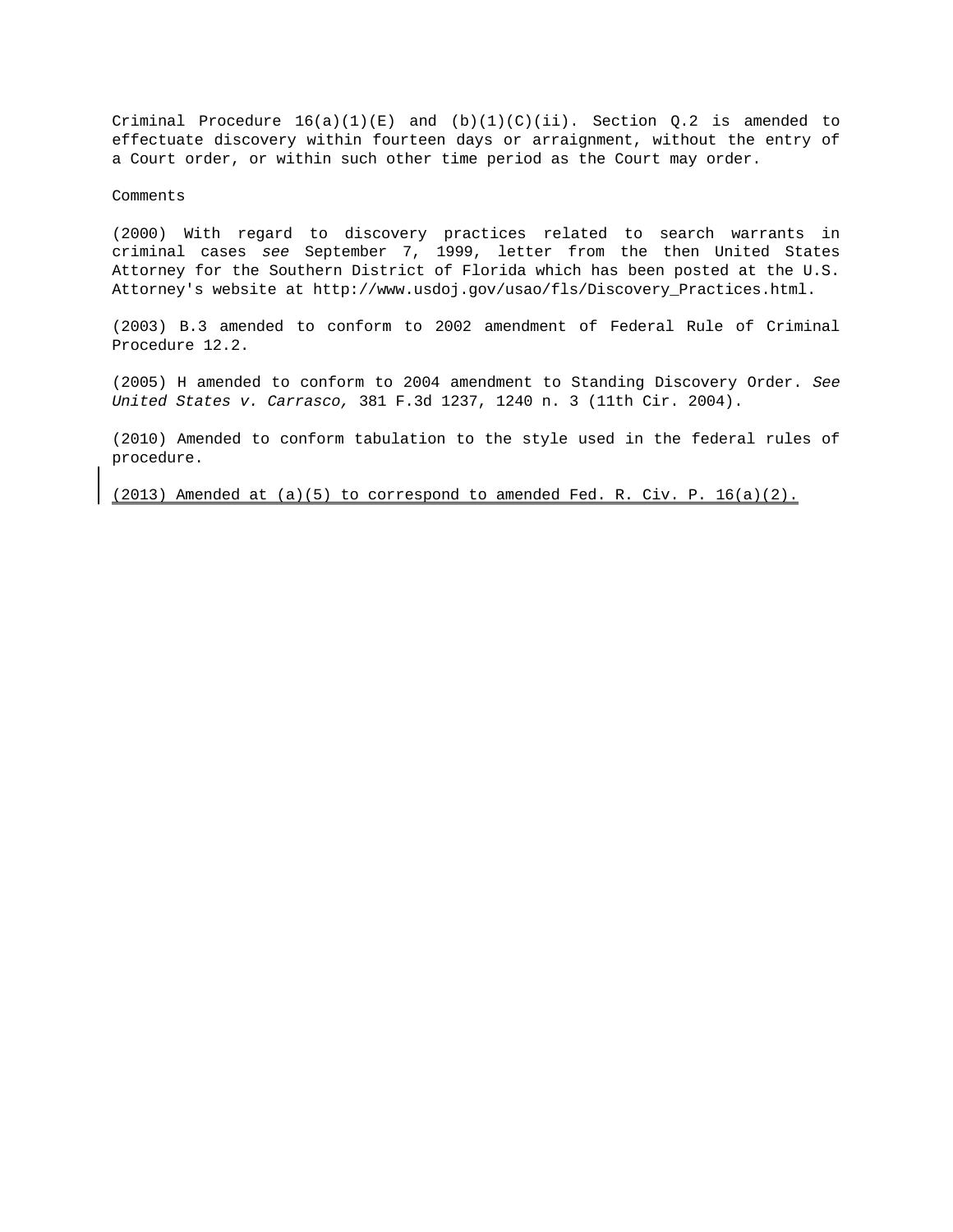Criminal Procedure 16(a)(1)(E) and (b)(1)(C)(ii). Section Q.2 is amended to effectuate discovery within fourteen days or arraignment, without the entry of a Court order, or within such other time period as the Court may order.

Comments

(2000) With regard to discovery practices related to search warrants in criminal cases *see* September 7, 1999, letter from the then United States Attorney for the Southern District of Florida which has been posted at the U.S. Attorney's website at http://www.usdoj.gov/usao/fls/Discovery_Practices.html.

(2003) B.3 amended to conform to 2002 amendment of Federal Rule of Criminal Procedure 12.2.

(2005) H amended to conform to 2004 amendment to Standing Discovery Order. *See United States v. Carrasco,* 381 F.3d 1237, 1240 n. 3 (11th Cir. 2004).

(2010) Amended to conform tabulation to the style used in the federal rules of procedure.

(2013) Amended at (a)(5) to correspond to amended Fed. R. Civ. P. 16(a)(2).